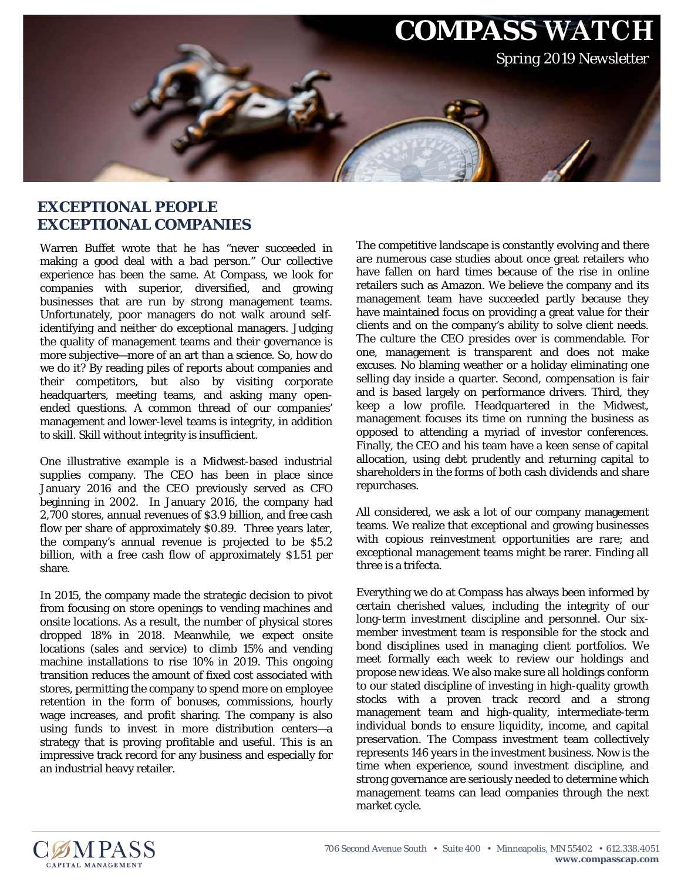# COMPASS WATCH

Spring 2019 Newsletter

## EXCEPTIONAL PEOPLE EXCEPTIONAL COMPANIES

Warren Buffet wrote that he has "never succeeded in making a good deal with a bad person." Our collective experience has been the same. At Compass, we look for companies with superior, diversified, and growing businesses that are run by strong management teams. Unfortunately, poor managers do not walk around self-identifying and neither do exceptional managers. Judging the quality of management teams and their governance is more subjective—more of an art than a science. So, how do we do it? By reading piles of reports about companies and their competitors, but also by visiting corporate headquarters, meeting teams, and asking many open-ended questions. A common thread of our companies' management and lower-level teams is integrity, in addition to skill. Skill without integrity is insufficient.

One illustrative example is a Midwest-based industrial supplies company. The CEO has been in place since January 2016 and the CEO previously served as CFO beginning in 2002. In January 2016, the company had 2,700 stores, annual revenues of $3.9 billion, and free cash flow per share of approximately $0.89. Three years later, the company's annual revenue is projected to be $5.2 billion, with a free cash flow of approximately $1.51 per share.

In 2015, the company made the strategic decision to pivot from focusing on store openings to vending machines and onsite locations. As a result, the number of physical stores dropped 18% in 2018. Meanwhile, we expect onsite locations (sales and service) to climb 15% and vending machine installations to rise 10% in 2019. This ongoing transition reduces the amount of fixed cost associated with stores, permitting the company to spend more on employee retention in the form of bonuses, commissions, hourly wage increases, and profit sharing. The company is also using funds to invest in more distribution centers—a strategy that is proving profitable and useful. This is an impressive track record for any business and especially for an industrial heavy retailer.

The competitive landscape is constantly evolving and there are numerous case studies about once great retailers who have fallen on hard times because of the rise in online retailers such as Amazon. We believe the company and its management team have succeeded partly because they have maintained focus on providing a great value for their clients and on the company's ability to solve client needs. The culture the CEO presides over is commendable. For one, management is transparent and does not make excuses. No blaming weather or a holiday eliminating one selling day inside a quarter. Second, compensation is fair and is based largely on performance drivers. Third, they keep a low profile. Headquartered in the Midwest, management focuses its time on running the business as opposed to attending a myriad of investor conferences. Finally, the CEO and his team have a keen sense of capital allocation, using debt prudently and returning capital to shareholders in the forms of both cash dividends and share repurchases.

All considered, we ask a lot of our company management teams. We realize that exceptional and growing businesses with copious reinvestment opportunities are rare; and exceptional management teams might be rarer. Finding all three is a trifecta.

Everything we do at Compass has always been informed by certain cherished values, including the integrity of our long-term investment discipline and personnel. Our six-member investment team is responsible for the stock and bond disciplines used in managing client portfolios. We meet formally each week to review our holdings and propose new ideas. We also make sure all holdings conform to our stated discipline of investing in high-quality growth stocks with a proven track record and a strong management team and high-quality, intermediate-term individual bonds to ensure liquidity, income, and capital preservation. The Compass investment team collectively represents 146 years in the investment business. Now is the time when experience, sound investment discipline, and strong governance are seriously needed to determine which management teams can lead companies through the next market cycle.

COMPASS CAPITAL MANAGEMENT

706 Second Avenue South • Suite 400 • Minneapolis, MN 55402 • 612.338.4051
**www.compasscap.com**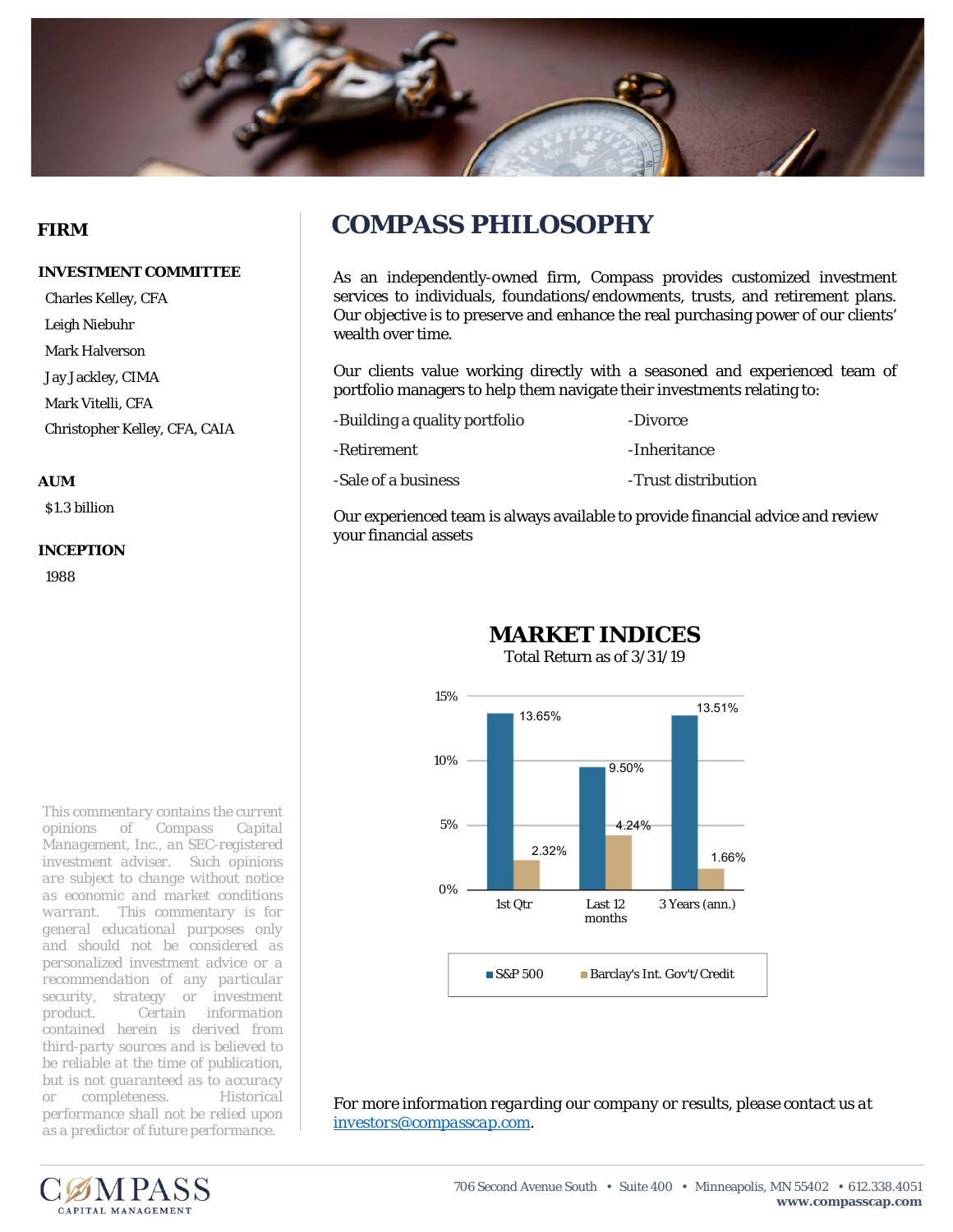## FIRM

### INVESTMENT COMMITTEE

Charles Kelley, CFA

Leigh Niebuhr

Mark Halverson

Jay Jackley, CIMA

Mark Vitelli, CFA

Christopher Kelley, CFA, CAIA

### AUM

$1.3 billion

### INCEPTION

1988

# COMPASS PHILOSOPHY

As an independently-owned firm, Compass provides customized investment services to individuals, foundations/endowments, trusts, and retirement plans. Our objective is to preserve and enhance the real purchasing power of our clients' wealth over time.

Our clients value working directly with a seasoned and experienced team of portfolio managers to help them navigate their investments relating to:

-Building a quality portfolio
-Retirement
-Sale of a business
-Divorce
-Inheritance
-Trust distribution

Our experienced team is always available to provide financial advice and review your financial assets

## MARKET INDICES

Total Return as of 3/31/19

15%
10%
5%
0%

1st Qtr: 13.65%, 2.32%
Last 12 months: 9.50%, 4.24%
3 Years (ann.): 13.51%, 1.66%

S&P 500
Barclay's Int. Gov't/Credit

This commentary contains the current opinions of Compass Capital Management, Inc., an SEC-registered investment adviser. Such opinions are subject to change without notice as economic and market conditions warrant. This commentary is for general educational purposes only and should not be considered as personalized investment advice or a recommendation of any particular security, strategy or investment product. Certain information contained herein is derived from third-party sources and is believed to be reliable at the time of publication, but is not guaranteed as to accuracy or completeness. Historical performance shall not be relied upon as a predictor of future performance.

*For more information regarding our company or results, please contact us at* investors@compasscap.com.

COMPASS CAPITAL MANAGEMENT

706 Second Avenue South • Suite 400 • Minneapolis, MN 55402 • 612.338.4051
**www.compasscap.com**